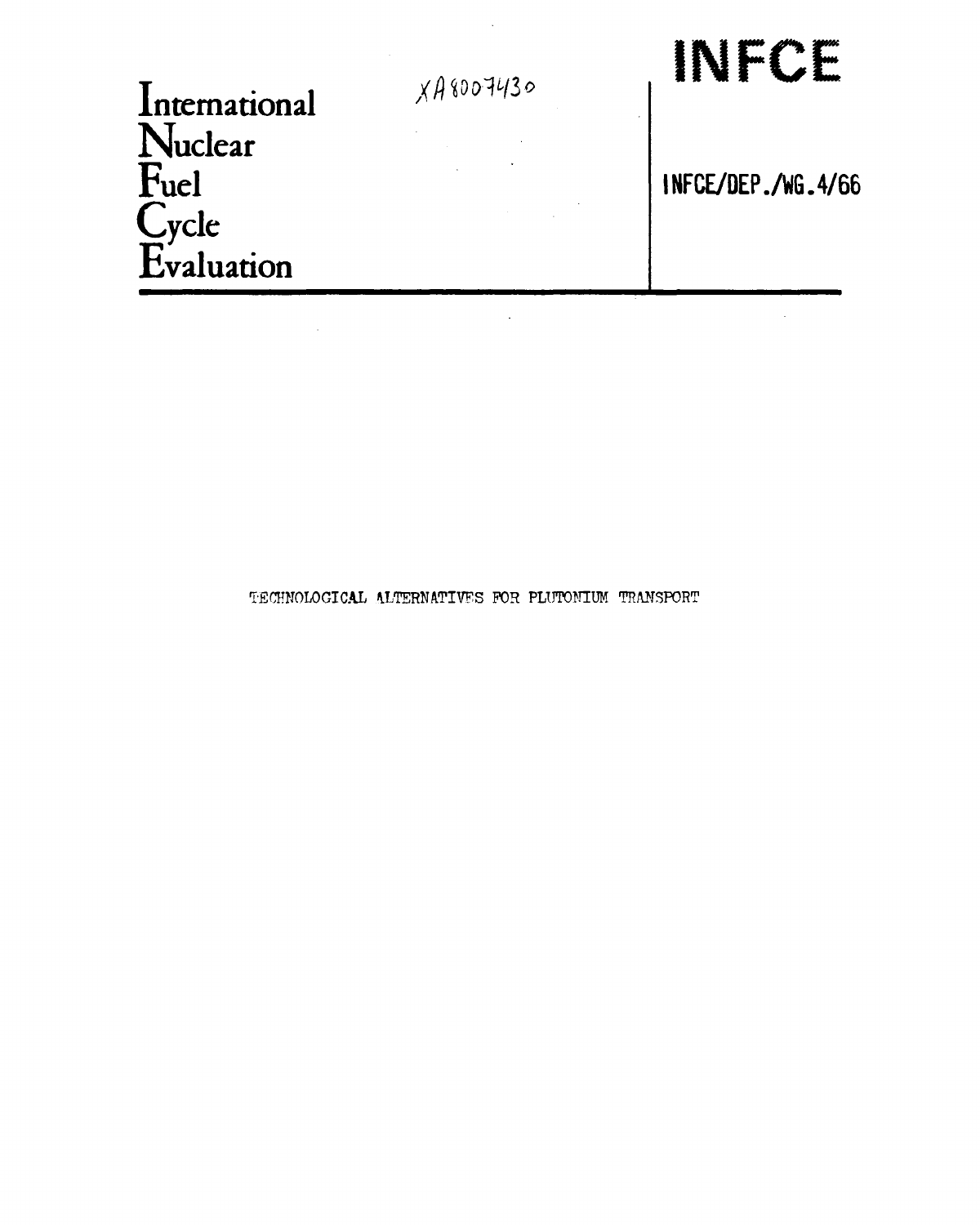International
Nuclear
Fuel
Cycle
Evaluation

XA8007430

# INFCE

INFCE/DEP./WG.4/66

TECHNOLOGICAL ALTERNATIVES FOR PLUTONIUM TRANSPORT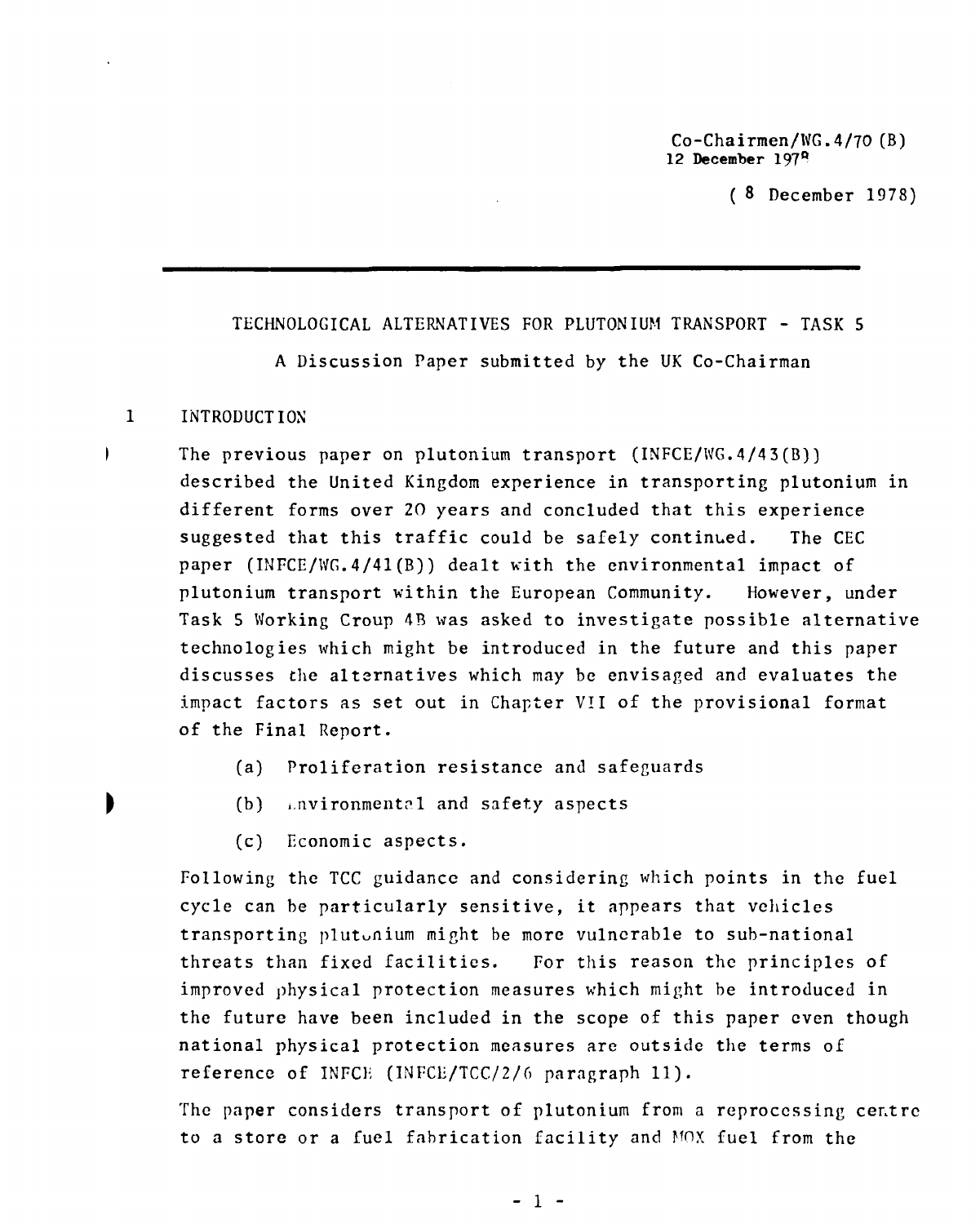Co-Chairmen/WG.4/70 (B)
12 December 1978

( 8 December 1978)

---

TECHNOLOGICAL ALTERNATIVES FOR PLUTONIUM TRANSPORT - TASK 5

A Discussion Paper submitted by the UK Co-Chairman

## 1 INTRODUCTION

The previous paper on plutonium transport (INFCE/WG.4/43(B)) described the United Kingdom experience in transporting plutonium in different forms over 20 years and concluded that this experience suggested that this traffic could be safely continued. The CEC paper (INFCE/WG.4/41(B)) dealt with the environmental impact of plutonium transport within the European Community. However, under Task 5 Working Group 4B was asked to investigate possible alternative technologies which might be introduced in the future and this paper discusses the alternatives which may be envisaged and evaluates the impact factors as set out in Chapter VII of the provisional format of the Final Report.

(a) Proliferation resistance and safeguards

(b) Environmental and safety aspects

(c) Economic aspects.

Following the TCC guidance and considering which points in the fuel cycle can be particularly sensitive, it appears that vehicles transporting plutonium might be more vulnerable to sub-national threats than fixed facilities. For this reason the principles of improved physical protection measures which might be introduced in the future have been included in the scope of this paper even though national physical protection measures are outside the terms of reference of INFCE (INFCE/TCC/2/6 paragraph 11).

The paper considers transport of plutonium from a reprocessing centre to a store or a fuel fabrication facility and MOX fuel from the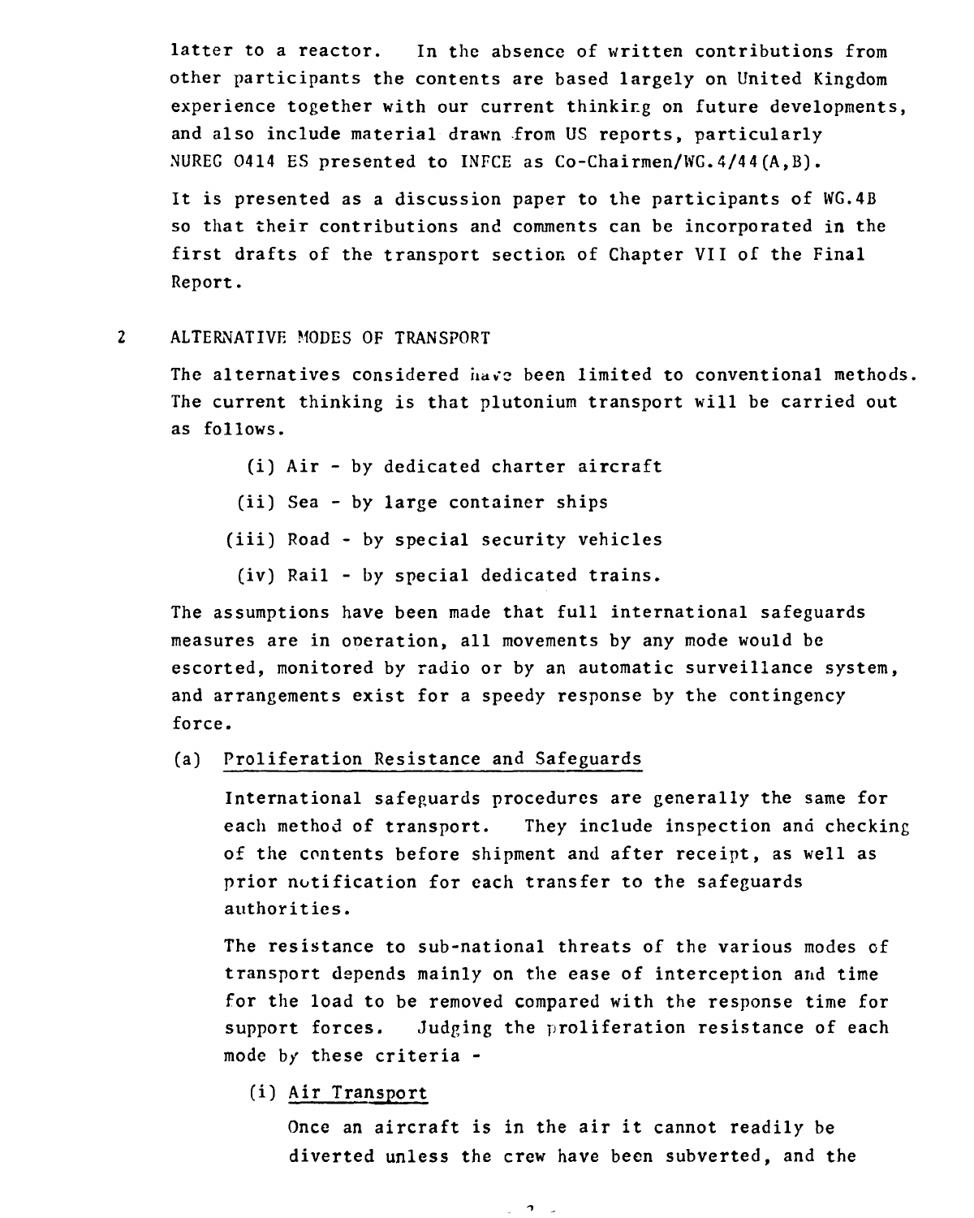latter to a reactor. In the absence of written contributions from other participants the contents are based largely on United Kingdom experience together with our current thinking on future developments, and also include material drawn from US reports, particularly NUREG 0414 ES presented to INFCE as Co-Chairmen/WG.4/44(A,B).

It is presented as a discussion paper to the participants of WG.4B so that their contributions and comments can be incorporated in the first drafts of the transport section of Chapter VII of the Final Report.

## 2 ALTERNATIVE MODES OF TRANSPORT

The alternatives considered have been limited to conventional methods. The current thinking is that plutonium transport will be carried out as follows.

(i) Air - by dedicated charter aircraft

(ii) Sea - by large container ships

(iii) Road - by special security vehicles

(iv) Rail - by special dedicated trains.

The assumptions have been made that full international safeguards measures are in operation, all movements by any mode would be escorted, monitored by radio or by an automatic surveillance system, and arrangements exist for a speedy response by the contingency force.

### (a) Proliferation Resistance and Safeguards

International safeguards procedures are generally the same for each method of transport. They include inspection and checking of the contents before shipment and after receipt, as well as prior notification for each transfer to the safeguards authorities.

The resistance to sub-national threats of the various modes of transport depends mainly on the ease of interception and time for the load to be removed compared with the response time for support forces. Judging the proliferation resistance of each mode by these criteria -

#### (i) Air Transport

Once an aircraft is in the air it cannot readily be diverted unless the crew have been subverted, and the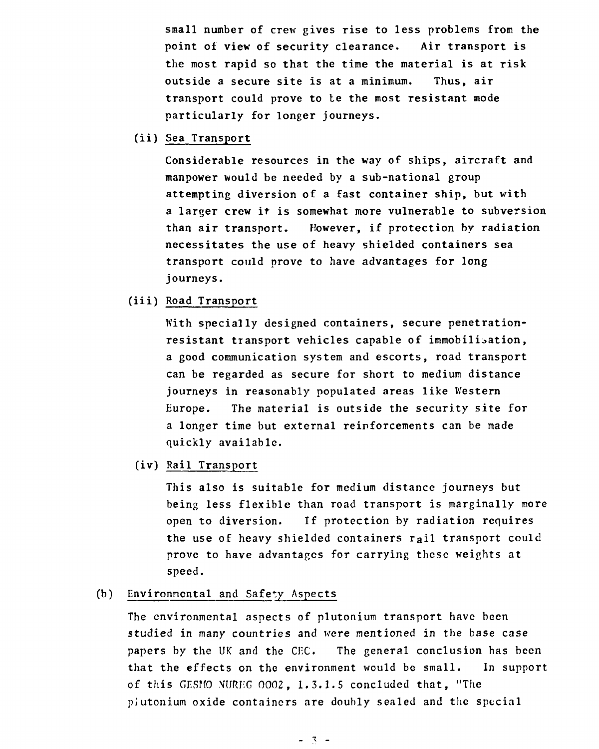small number of crew gives rise to less problems from the point of view of security clearance. Air transport is the most rapid so that the time the material is at risk outside a secure site is at a minimum. Thus, air transport could prove to be the most resistant mode particularly for longer journeys.

(ii) Sea Transport

Considerable resources in the way of ships, aircraft and manpower would be needed by a sub-national group attempting diversion of a fast container ship, but with a larger crew it is somewhat more vulnerable to subversion than air transport. However, if protection by radiation necessitates the use of heavy shielded containers sea transport could prove to have advantages for long journeys.

(iii) Road Transport

With specially designed containers, secure penetration-resistant transport vehicles capable of immobilisation, a good communication system and escorts, road transport can be regarded as secure for short to medium distance journeys in reasonably populated areas like Western Europe. The material is outside the security site for a longer time but external reinforcements can be made quickly available.

(iv) Rail Transport

This also is suitable for medium distance journeys but being less flexible than road transport is marginally more open to diversion. If protection by radiation requires the use of heavy shielded containers rail transport could prove to have advantages for carrying these weights at speed.

(b) Environmental and Safety Aspects

The environmental aspects of plutonium transport have been studied in many countries and were mentioned in the base case papers by the UK and the CEC. The general conclusion has been that the effects on the environment would be small. In support of this GESMO NUREG 0002, 1.3.1.5 concluded that, "The plutonium oxide containers are doubly sealed and the special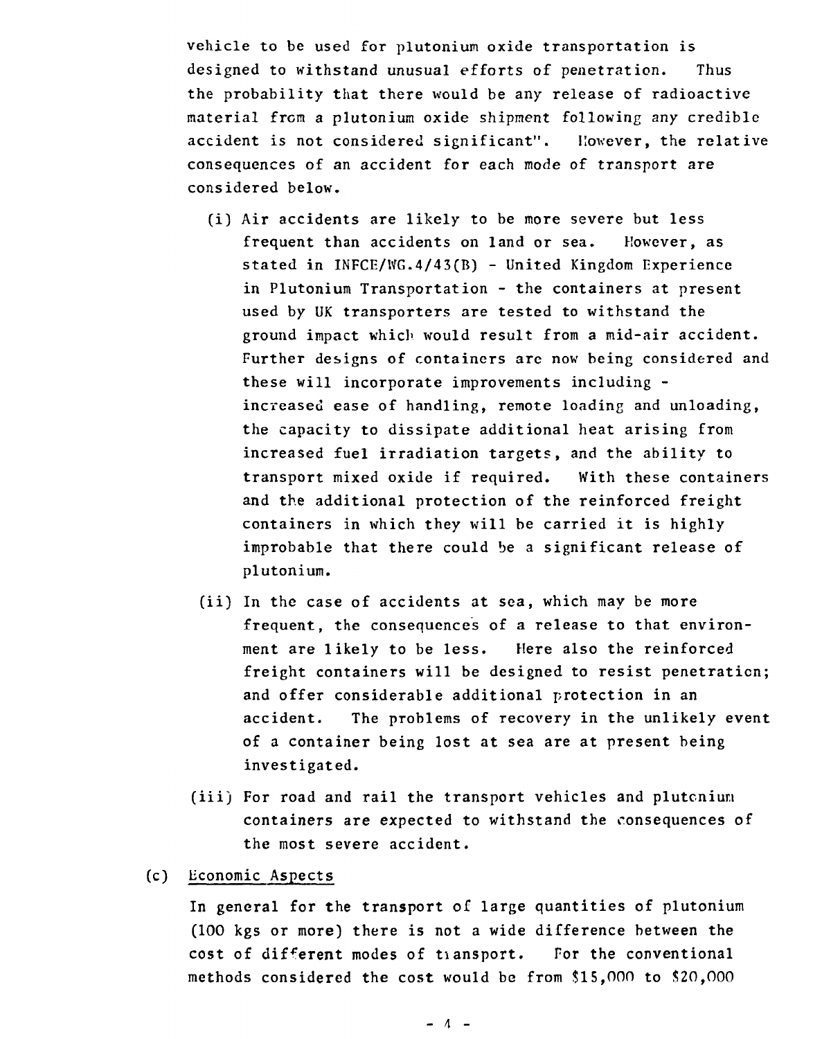vehicle to be used for plutonium oxide transportation is designed to withstand unusual efforts of penetration. Thus the probability that there would be any release of radioactive material from a plutonium oxide shipment following any credible accident is not considered significant". However, the relative consequences of an accident for each mode of transport are considered below.

(i) Air accidents are likely to be more severe but less frequent than accidents on land or sea. However, as stated in INFCE/WG.4/43(B) - United Kingdom Experience in Plutonium Transportation - the containers at present used by UK transporters are tested to withstand the ground impact which would result from a mid-air accident. Further designs of containers are now being considered and these will incorporate improvements including - increased ease of handling, remote loading and unloading, the capacity to dissipate additional heat arising from increased fuel irradiation targets, and the ability to transport mixed oxide if required. With these containers and the additional protection of the reinforced freight containers in which they will be carried it is highly improbable that there could be a significant release of plutonium.

(ii) In the case of accidents at sea, which may be more frequent, the consequences of a release to that environment are likely to be less. Here also the reinforced freight containers will be designed to resist penetration; and offer considerable additional protection in an accident. The problems of recovery in the unlikely event of a container being lost at sea are at present being investigated.

(iii) For road and rail the transport vehicles and plutonium containers are expected to withstand the consequences of the most severe accident.

(c) Economic Aspects

In general for the transport of large quantities of plutonium (100 kgs or more) there is not a wide difference between the cost of different modes of transport. For the conventional methods considered the cost would be from $15,000 to $20,000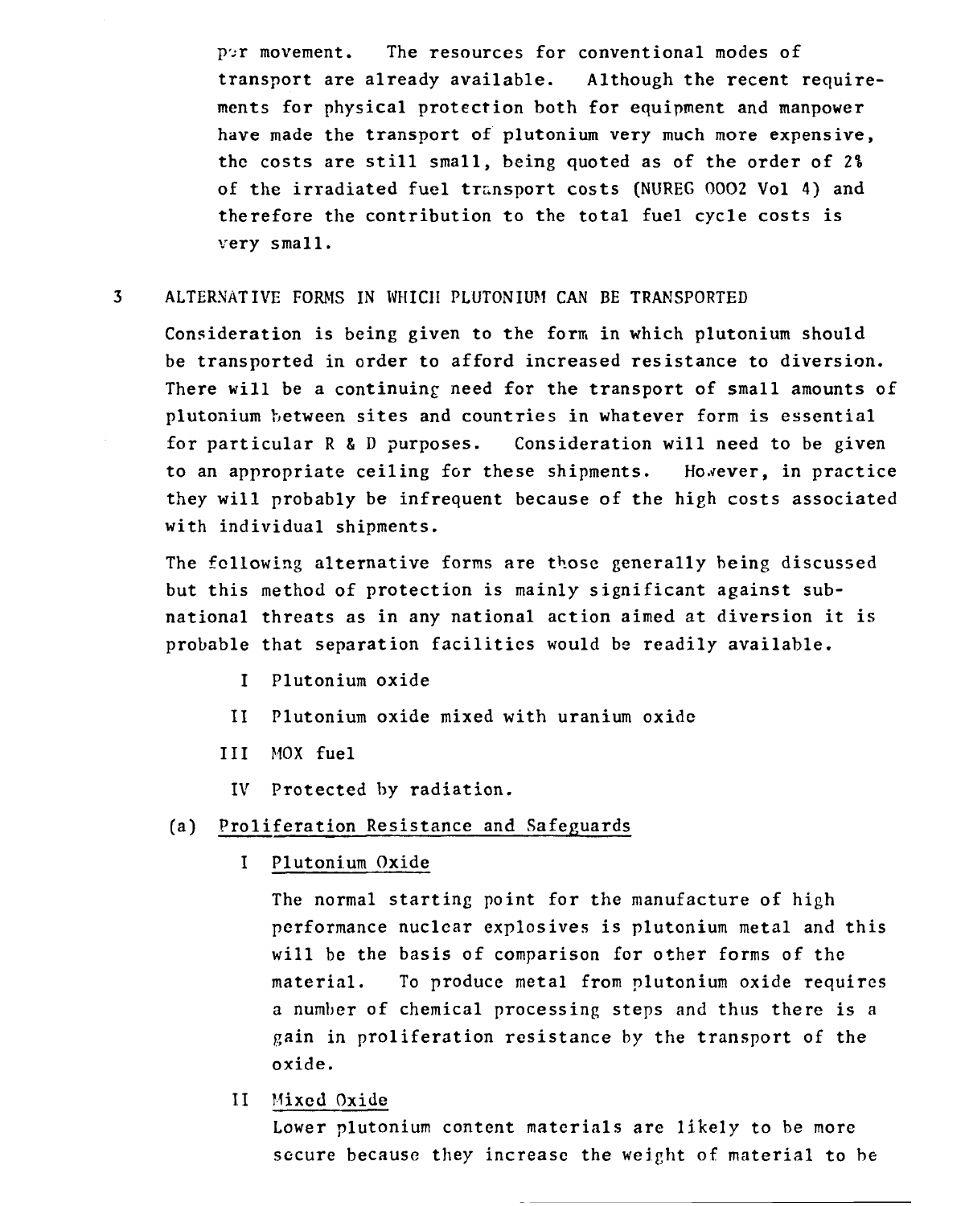per movement. The resources for conventional modes of transport are already available. Although the recent requirements for physical protection both for equipment and manpower have made the transport of plutonium very much more expensive, the costs are still small, being quoted as of the order of 2% of the irradiated fuel transport costs (NUREG 0002 Vol 4) and therefore the contribution to the total fuel cycle costs is very small.

## 3 ALTERNATIVE FORMS IN WHICH PLUTONIUM CAN BE TRANSPORTED

Consideration is being given to the form in which plutonium should be transported in order to afford increased resistance to diversion. There will be a continuing need for the transport of small amounts of plutonium between sites and countries in whatever form is essential for particular R & D purposes. Consideration will need to be given to an appropriate ceiling for these shipments. However, in practice they will probably be infrequent because of the high costs associated with individual shipments.

The following alternative forms are those generally being discussed but this method of protection is mainly significant against sub-national threats as in any national action aimed at diversion it is probable that separation facilities would be readily available.

- I Plutonium oxide
- II Plutonium oxide mixed with uranium oxide
- III MOX fuel
- IV Protected by radiation.

### (a) Proliferation Resistance and Safeguards

#### I Plutonium Oxide

The normal starting point for the manufacture of high performance nuclear explosives is plutonium metal and this will be the basis of comparison for other forms of the material. To produce metal from plutonium oxide requires a number of chemical processing steps and thus there is a gain in proliferation resistance by the transport of the oxide.

#### II Mixed Oxide

Lower plutonium content materials are likely to be more secure because they increase the weight of material to be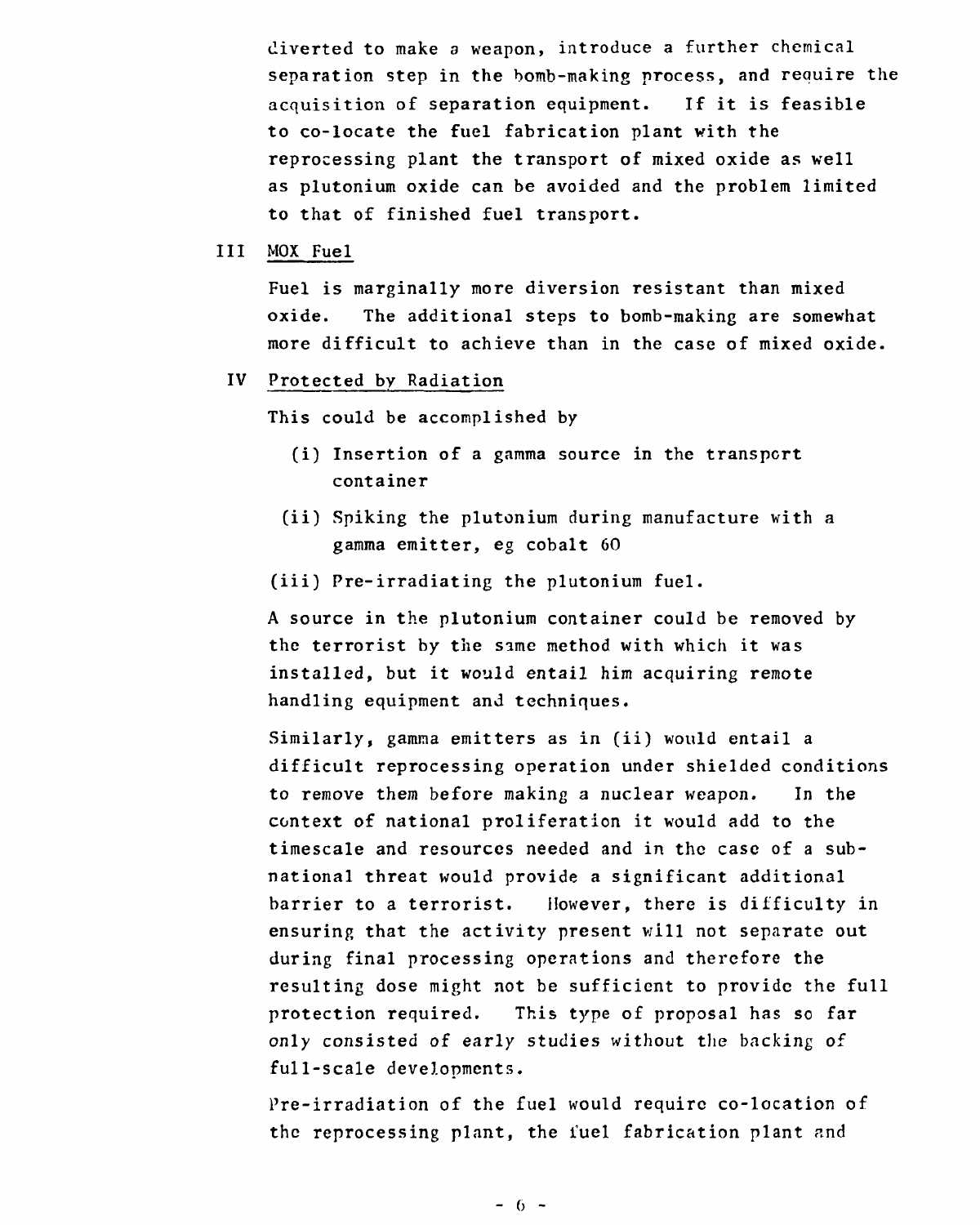diverted to make a weapon, introduce a further chemical separation step in the bomb-making process, and require the acquisition of separation equipment. If it is feasible to co-locate the fuel fabrication plant with the reprocessing plant the transport of mixed oxide as well as plutonium oxide can be avoided and the problem limited to that of finished fuel transport.

III <u>MOX Fuel</u>

Fuel is marginally more diversion resistant than mixed oxide. The additional steps to bomb-making are somewhat more difficult to achieve than in the case of mixed oxide.

IV <u>Protected by Radiation</u>

This could be accomplished by

(i) Insertion of a gamma source in the transport container

(ii) Spiking the plutonium during manufacture with a gamma emitter, eg cobalt 60

(iii) Pre-irradiating the plutonium fuel.

A source in the plutonium container could be removed by the terrorist by the same method with which it was installed, but it would entail him acquiring remote handling equipment and techniques.

Similarly, gamma emitters as in (ii) would entail a difficult reprocessing operation under shielded conditions to remove them before making a nuclear weapon. In the context of national proliferation it would add to the timescale and resources needed and in the case of a sub-national threat would provide a significant additional barrier to a terrorist. However, there is difficulty in ensuring that the activity present will not separate out during final processing operations and therefore the resulting dose might not be sufficient to provide the full protection required. This type of proposal has so far only consisted of early studies without the backing of full-scale developments.

Pre-irradiation of the fuel would require co-location of the reprocessing plant, the fuel fabrication plant and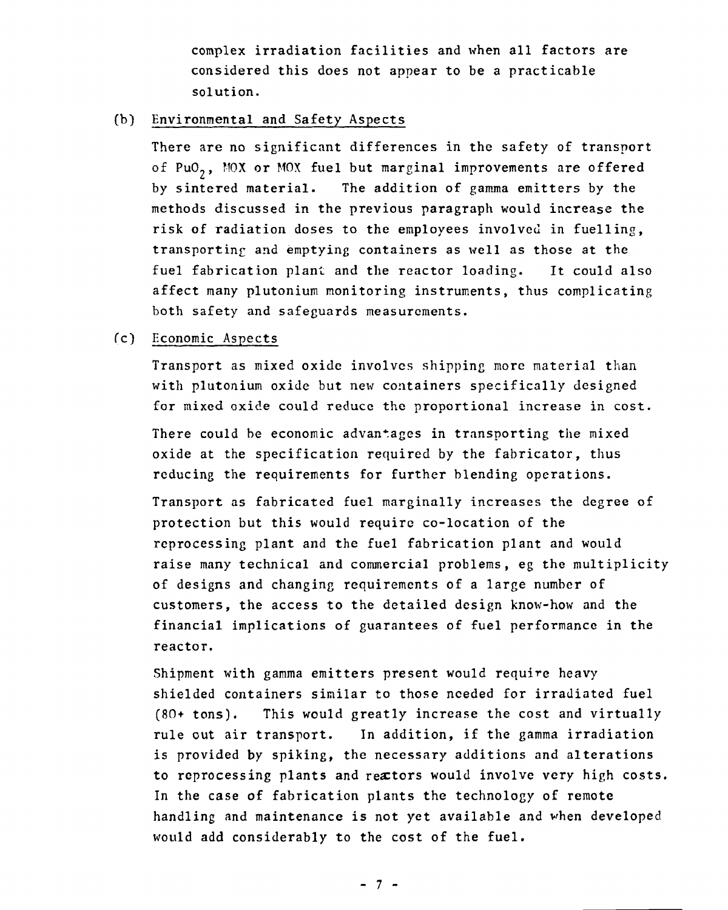complex irradiation facilities and when all factors are considered this does not appear to be a practicable solution.

(b) Environmental and Safety Aspects

There are no significant differences in the safety of transport of $PuO_2$, MOX or MOX fuel but marginal improvements are offered by sintered material. The addition of gamma emitters by the methods discussed in the previous paragraph would increase the risk of radiation doses to the employees involved in fuelling, transporting and emptying containers as well as those at the fuel fabrication plant and the reactor loading. It could also affect many plutonium monitoring instruments, thus complicating both safety and safeguards measurements.

(c) Economic Aspects

Transport as mixed oxide involves shipping more material than with plutonium oxide but new containers specifically designed for mixed oxide could reduce the proportional increase in cost.

There could be economic advantages in transporting the mixed oxide at the specification required by the fabricator, thus reducing the requirements for further blending operations.

Transport as fabricated fuel marginally increases the degree of protection but this would require co-location of the reprocessing plant and the fuel fabrication plant and would raise many technical and commercial problems, eg the multiplicity of designs and changing requirements of a large number of customers, the access to the detailed design know-how and the financial implications of guarantees of fuel performance in the reactor.

Shipment with gamma emitters present would require heavy shielded containers similar to those needed for irradiated fuel (80+ tons). This would greatly increase the cost and virtually rule out air transport. In addition, if the gamma irradiation is provided by spiking, the necessary additions and alterations to reprocessing plants and reactors would involve very high costs. In the case of fabrication plants the technology of remote handling and maintenance is not yet available and when developed would add considerably to the cost of the fuel.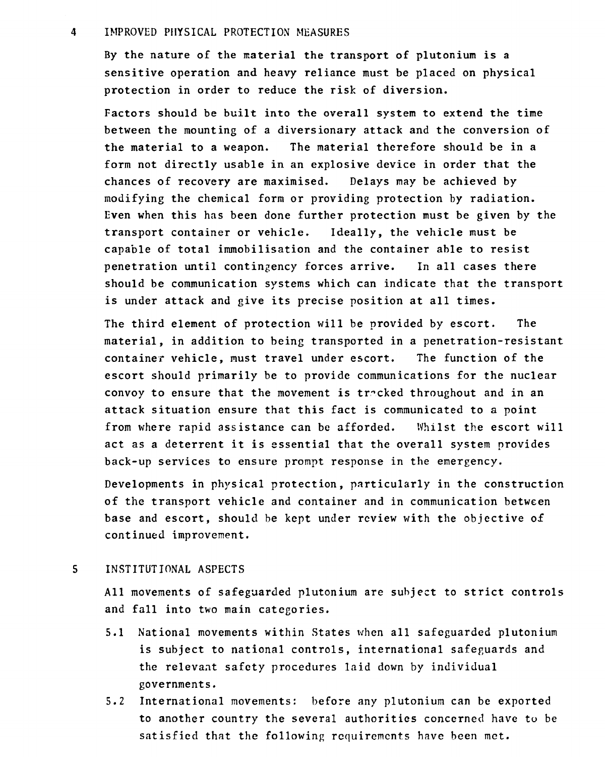## 4 IMPROVED PHYSICAL PROTECTION MEASURES

By the nature of the material the transport of plutonium is a sensitive operation and heavy reliance must be placed on physical protection in order to reduce the risk of diversion.

Factors should be built into the overall system to extend the time between the mounting of a diversionary attack and the conversion of the material to a weapon. The material therefore should be in a form not directly usable in an explosive device in order that the chances of recovery are maximised. Delays may be achieved by modifying the chemical form or providing protection by radiation. Even when this has been done further protection must be given by the transport container or vehicle. Ideally, the vehicle must be capable of total immobilisation and the container able to resist penetration until contingency forces arrive. In all cases there should be communication systems which can indicate that the transport is under attack and give its precise position at all times.

The third element of protection will be provided by escort. The material, in addition to being transported in a penetration-resistant container vehicle, must travel under escort. The function of the escort should primarily be to provide communications for the nuclear convoy to ensure that the movement is tracked throughout and in an attack situation ensure that this fact is communicated to a point from where rapid assistance can be afforded. Whilst the escort will act as a deterrent it is essential that the overall system provides back-up services to ensure prompt response in the emergency.

Developments in physical protection, particularly in the construction of the transport vehicle and container and in communication between base and escort, should be kept under review with the objective of continued improvement.

## 5 INSTITUTIONAL ASPECTS

All movements of safeguarded plutonium are subject to strict controls and fall into two main categories.

5.1 National movements within States when all safeguarded plutonium is subject to national controls, international safeguards and the relevant safety procedures laid down by individual governments.

5.2 International movements: before any plutonium can be exported to another country the several authorities concerned have to be satisfied that the following requirements have been met.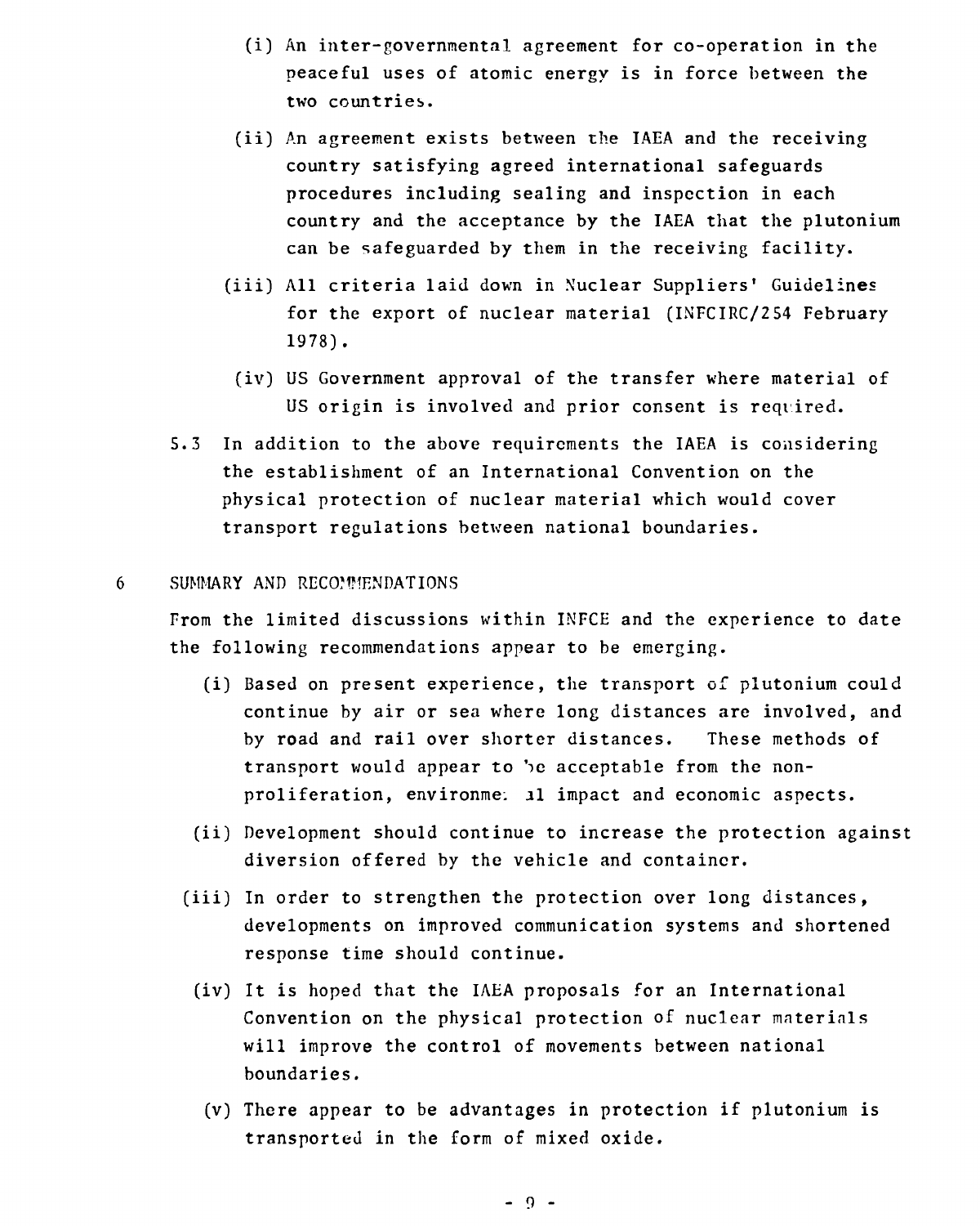(i) An inter-governmental agreement for co-operation in the peaceful uses of atomic energy is in force between the two countries.

(ii) An agreement exists between the IAEA and the receiving country satisfying agreed international safeguards procedures including sealing and inspection in each country and the acceptance by the IAEA that the plutonium can be safeguarded by them in the receiving facility.

(iii) All criteria laid down in Nuclear Suppliers' Guidelines for the export of nuclear material (INFCIRC/254 February 1978).

(iv) US Government approval of the transfer where material of US origin is involved and prior consent is required.

5.3 In addition to the above requirements the IAEA is considering the establishment of an International Convention on the physical protection of nuclear material which would cover transport regulations between national boundaries.

## 6 SUMMARY AND RECOMMENDATIONS

From the limited discussions within INFCE and the experience to date the following recommendations appear to be emerging.

(i) Based on present experience, the transport of plutonium could continue by air or sea where long distances are involved, and by road and rail over shorter distances. These methods of transport would appear to be acceptable from the non-proliferation, environmental impact and economic aspects.

(ii) Development should continue to increase the protection against diversion offered by the vehicle and container.

(iii) In order to strengthen the protection over long distances, developments on improved communication systems and shortened response time should continue.

(iv) It is hoped that the IAEA proposals for an International Convention on the physical protection of nuclear materials will improve the control of movements between national boundaries.

(v) There appear to be advantages in protection if plutonium is transported in the form of mixed oxide.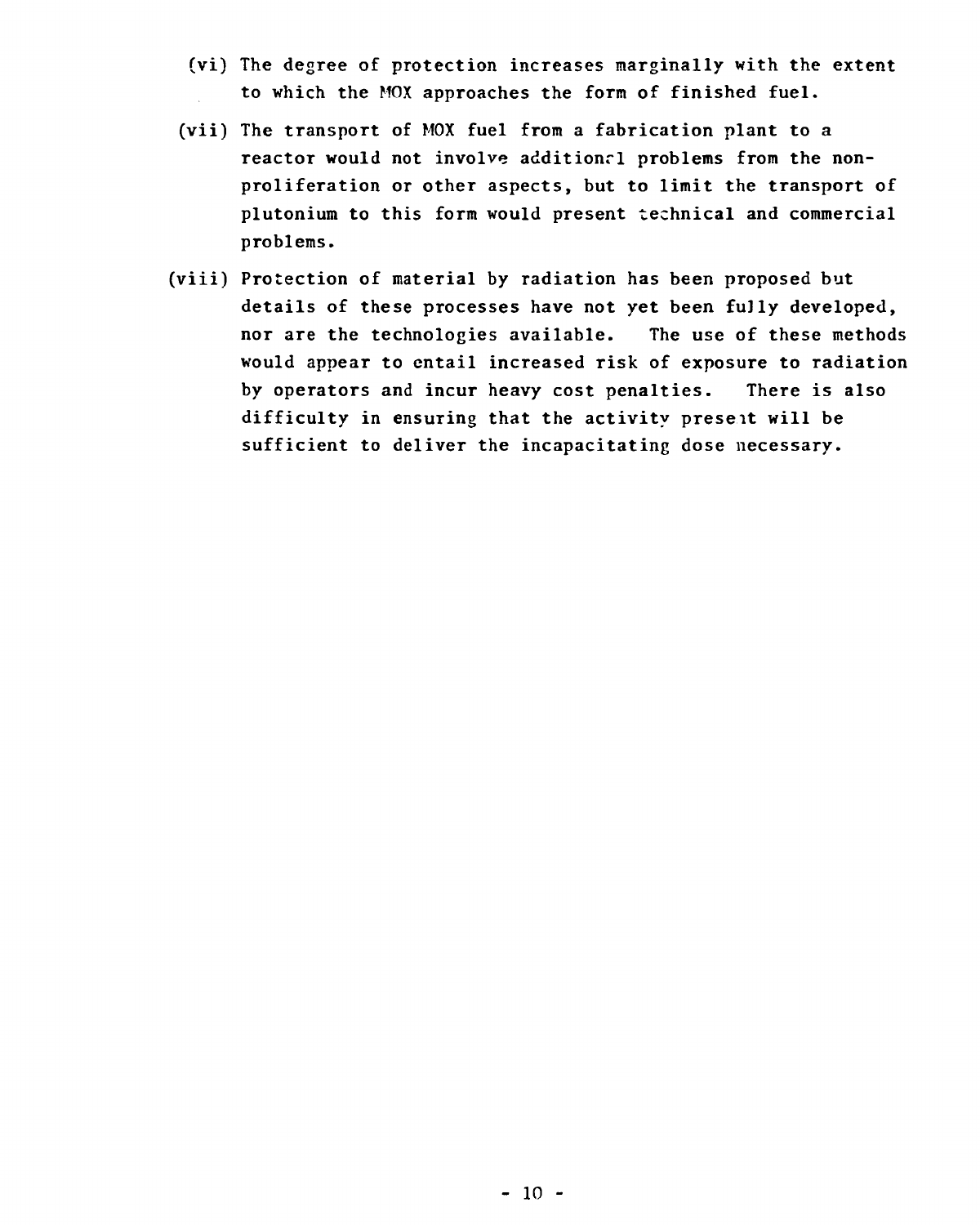(vi) The degree of protection increases marginally with the extent to which the MOX approaches the form of finished fuel.

(vii) The transport of MOX fuel from a fabrication plant to a reactor would not involve additional problems from the non-proliferation or other aspects, but to limit the transport of plutonium to this form would present technical and commercial problems.

(viii) Protection of material by radiation has been proposed but details of these processes have not yet been fully developed, nor are the technologies available. The use of these methods would appear to entail increased risk of exposure to radiation by operators and incur heavy cost penalties. There is also difficulty in ensuring that the activity present will be sufficient to deliver the incapacitating dose necessary.